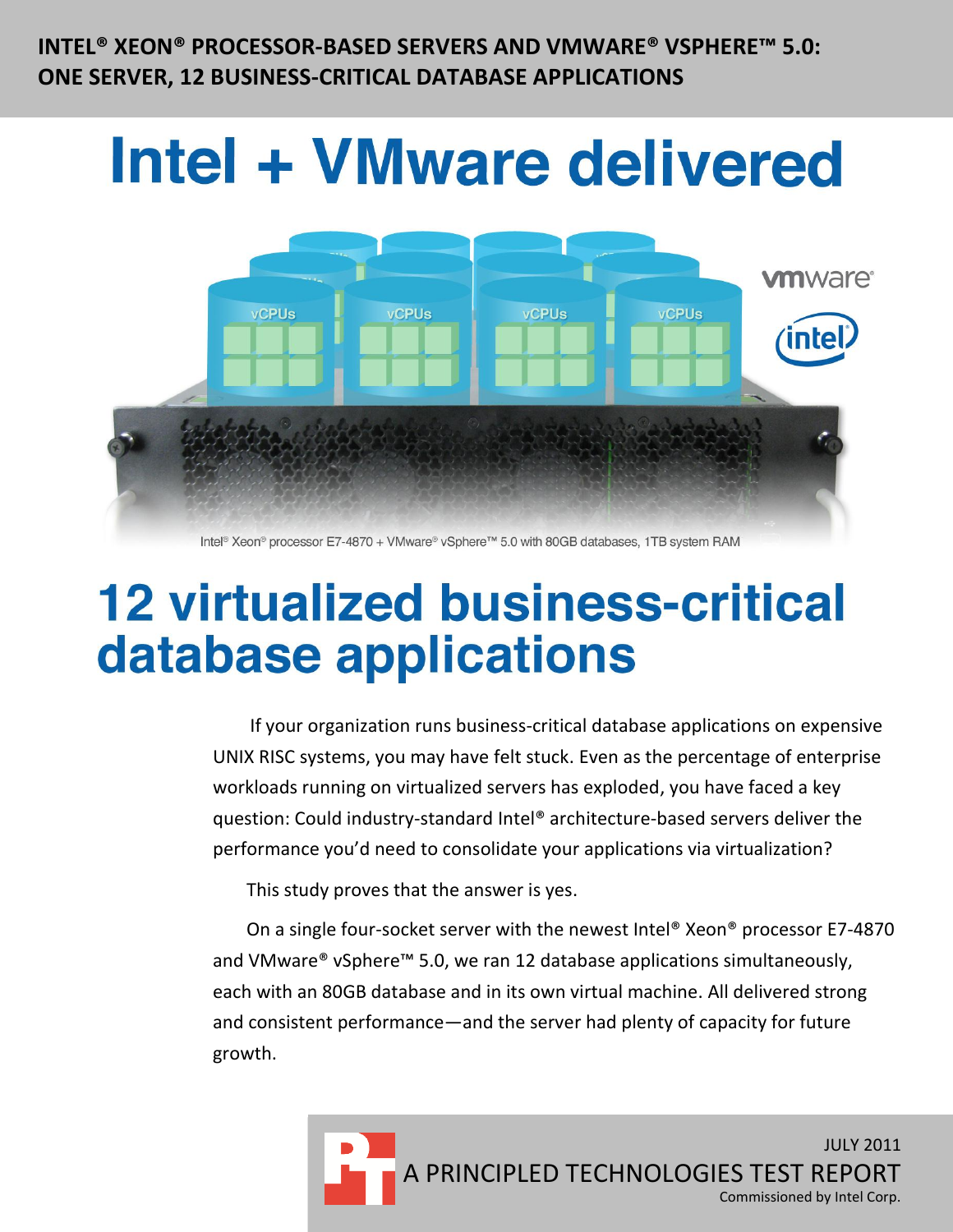**INTEL® XEON® PROCESSOR-BASED SERVERS AND VMWARE® VSPHERE™ 5.0: ONE SERVER, 12 BUSINESS-CRITICAL DATABASE APPLICATIONS**

# Intel + VMware delivered

Intel® Xeon® processor E7-4870 + VMware® vSphere™ 5.0 with 80GB databases, 1TB system RAM

# 12 virtualized business-critical database applications

If your organization runs business-critical database applications on expensive UNIX RISC systems, you may have felt stuck. Even as the percentage of enterprise workloads running on virtualized servers has exploded, you have faced a key question: Could industry-standard Intel® architecture-based servers deliver the performance you'd need to consolidate your applications via virtualization?

This study proves that the answer is yes.

On a single four-socket server with the newest Intel® Xeon® processor E7-4870 and VMware® vSphere™ 5.0, we ran 12 database applications simultaneously, each with an 80GB database and in its own virtual machine. All delivered strong and consistent performance—and the server had plenty of capacity for future growth.

JULY 2011

A PRINCIPLED TECHNOLOGIES TEST REPORT

Commissioned by Intel Corp.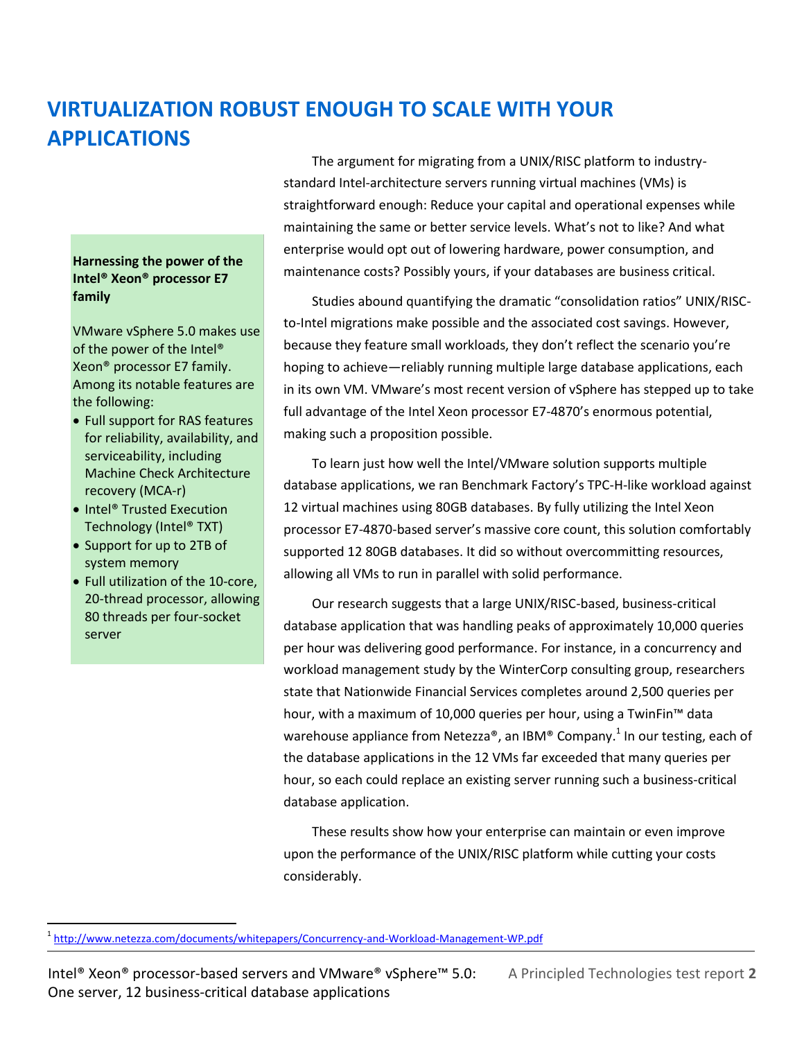# VIRTUALIZATION ROBUST ENOUGH TO SCALE WITH YOUR APPLICATIONS

The argument for migrating from a UNIX/RISC platform to industry-standard Intel-architecture servers running virtual machines (VMs) is straightforward enough: Reduce your capital and operational expenses while maintaining the same or better service levels. What's not to like? And what enterprise would opt out of lowering hardware, power consumption, and maintenance costs? Possibly yours, if your databases are business critical.

Studies abound quantifying the dramatic "consolidation ratios" UNIX/RISC-to-Intel migrations make possible and the associated cost savings. However, because they feature small workloads, they don't reflect the scenario you're hoping to achieve—reliably running multiple large database applications, each in its own VM. VMware's most recent version of vSphere has stepped up to take full advantage of the Intel Xeon processor E7-4870's enormous potential, making such a proposition possible.

To learn just how well the Intel/VMware solution supports multiple database applications, we ran Benchmark Factory's TPC-H-like workload against 12 virtual machines using 80GB databases. By fully utilizing the Intel Xeon processor E7-4870-based server's massive core count, this solution comfortably supported 12 80GB databases. It did so without overcommitting resources, allowing all VMs to run in parallel with solid performance.

Our research suggests that a large UNIX/RISC-based, business-critical database application that was handling peaks of approximately 10,000 queries per hour was delivering good performance. For instance, in a concurrency and workload management study by the WinterCorp consulting group, researchers state that Nationwide Financial Services completes around 2,500 queries per hour, with a maximum of 10,000 queries per hour, using a TwinFin™ data warehouse appliance from Netezza®, an IBM® Company.[1] In our testing, each of the database applications in the 12 VMs far exceeded that many queries per hour, so each could replace an existing server running such a business-critical database application.

These results show how your enterprise can maintain or even improve upon the performance of the UNIX/RISC platform while cutting your costs considerably.

**Harnessing the power of the Intel® Xeon® processor E7 family**

VMware vSphere 5.0 makes use of the power of the Intel® Xeon® processor E7 family. Among its notable features are the following:

- Full support for RAS features for reliability, availability, and serviceability, including Machine Check Architecture recovery (MCA-r)
- Intel® Trusted Execution Technology (Intel® TXT)
- Support for up to 2TB of system memory
- Full utilization of the 10-core, 20-thread processor, allowing 80 threads per four-socket server

[1] http://www.netezza.com/documents/whitepapers/Concurrency-and-Workload-Management-WP.pdf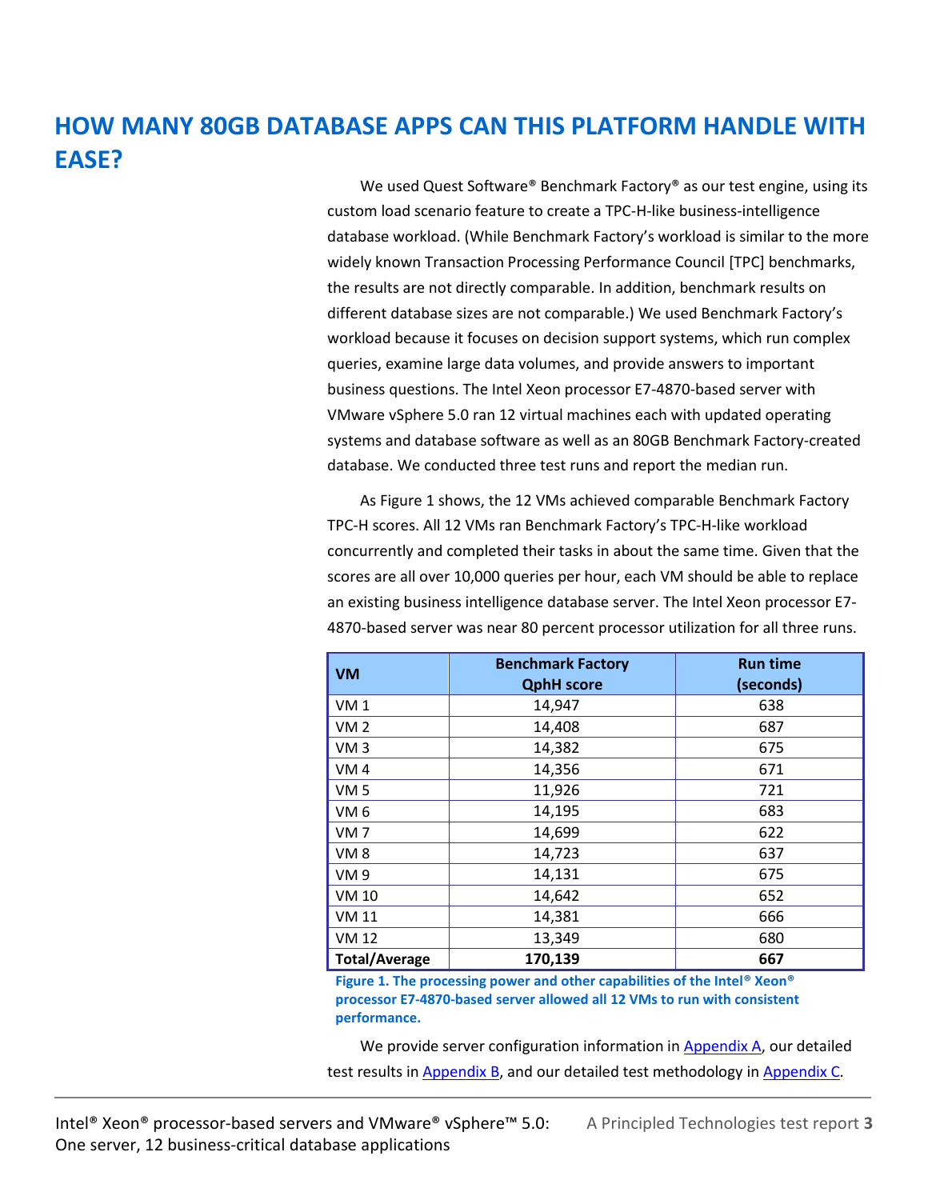## HOW MANY 80GB DATABASE APPS CAN THIS PLATFORM HANDLE WITH EASE?

We used Quest Software® Benchmark Factory® as our test engine, using its custom load scenario feature to create a TPC-H-like business-intelligence database workload. (While Benchmark Factory's workload is similar to the more widely known Transaction Processing Performance Council [TPC] benchmarks, the results are not directly comparable. In addition, benchmark results on different database sizes are not comparable.) We used Benchmark Factory's workload because it focuses on decision support systems, which run complex queries, examine large data volumes, and provide answers to important business questions. The Intel Xeon processor E7-4870-based server with VMware vSphere 5.0 ran 12 virtual machines each with updated operating systems and database software as well as an 80GB Benchmark Factory-created database. We conducted three test runs and report the median run.

As Figure 1 shows, the 12 VMs achieved comparable Benchmark Factory TPC-H scores. All 12 VMs ran Benchmark Factory's TPC-H-like workload concurrently and completed their tasks in about the same time. Given that the scores are all over 10,000 queries per hour, each VM should be able to replace an existing business intelligence database server. The Intel Xeon processor E7-4870-based server was near 80 percent processor utilization for all three runs.

| VM | Benchmark Factory QphH score | Run time (seconds) |
|---|---|---|
| VM 1 | 14,947 | 638 |
| VM 2 | 14,408 | 687 |
| VM 3 | 14,382 | 675 |
| VM 4 | 14,356 | 671 |
| VM 5 | 11,926 | 721 |
| VM 6 | 14,195 | 683 |
| VM 7 | 14,699 | 622 |
| VM 8 | 14,723 | 637 |
| VM 9 | 14,131 | 675 |
| VM 10 | 14,642 | 652 |
| VM 11 | 14,381 | 666 |
| VM 12 | 13,349 | 680 |
| **Total/Average** | **170,139** | **667** |

**Figure 1. The processing power and other capabilities of the Intel® Xeon® processor E7-4870-based server allowed all 12 VMs to run with consistent performance.**

We provide server configuration information in Appendix A, our detailed test results in Appendix B, and our detailed test methodology in Appendix C.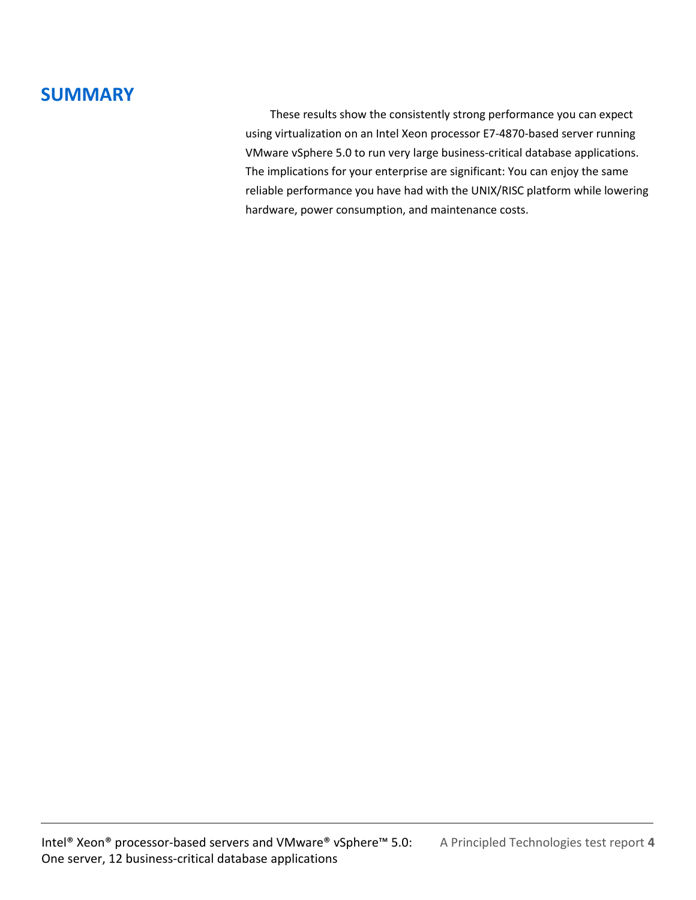## SUMMARY

These results show the consistently strong performance you can expect using virtualization on an Intel Xeon processor E7-4870-based server running VMware vSphere 5.0 to run very large business-critical database applications. The implications for your enterprise are significant: You can enjoy the same reliable performance you have had with the UNIX/RISC platform while lowering hardware, power consumption, and maintenance costs.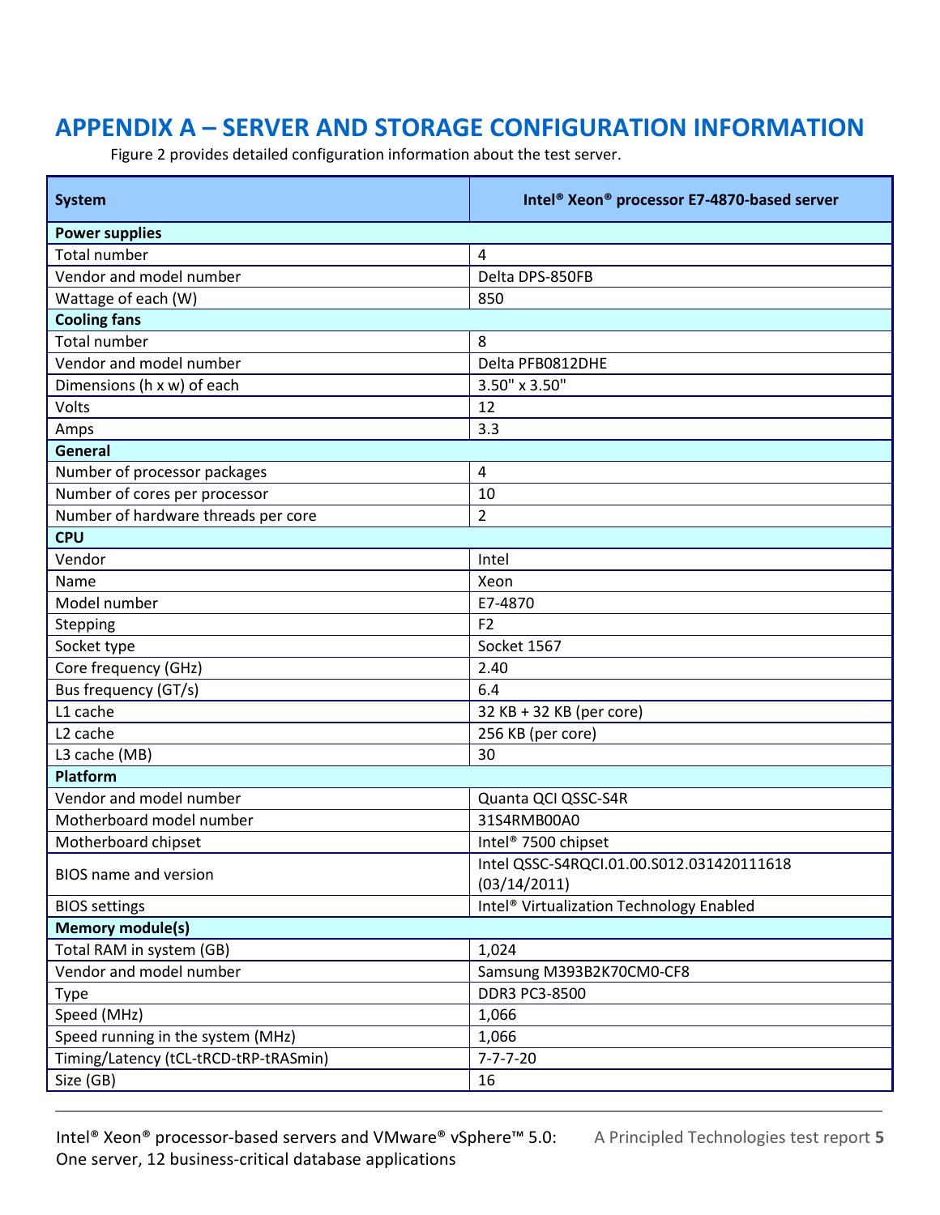# APPENDIX A – SERVER AND STORAGE CONFIGURATION INFORMATION

Figure 2 provides detailed configuration information about the test server.

| System | Intel® Xeon® processor E7-4870-based server |
|---|---|
| **Power supplies** | |
| Total number | 4 |
| Vendor and model number | Delta DPS-850FB |
| Wattage of each (W) | 850 |
| **Cooling fans** | |
| Total number | 8 |
| Vendor and model number | Delta PFB0812DHE |
| Dimensions (h x w) of each | 3.50" x 3.50" |
| Volts | 12 |
| Amps | 3.3 |
| **General** | |
| Number of processor packages | 4 |
| Number of cores per processor | 10 |
| Number of hardware threads per core | 2 |
| **CPU** | |
| Vendor | Intel |
| Name | Xeon |
| Model number | E7-4870 |
| Stepping | F2 |
| Socket type | Socket 1567 |
| Core frequency (GHz) | 2.40 |
| Bus frequency (GT/s) | 6.4 |
| L1 cache | 32 KB + 32 KB (per core) |
| L2 cache | 256 KB (per core) |
| L3 cache (MB) | 30 |
| **Platform** | |
| Vendor and model number | Quanta QCI QSSC-S4R |
| Motherboard model number | 31S4RMB00A0 |
| Motherboard chipset | Intel® 7500 chipset |
| BIOS name and version | Intel QSSC-S4RQCI.01.00.S012.031420111618 (03/14/2011) |
| BIOS settings | Intel® Virtualization Technology Enabled |
| **Memory module(s)** | |
| Total RAM in system (GB) | 1,024 |
| Vendor and model number | Samsung M393B2K70CM0-CF8 |
| Type | DDR3 PC3-8500 |
| Speed (MHz) | 1,066 |
| Speed running in the system (MHz) | 1,066 |
| Timing/Latency (tCL-tRCD-tRP-tRASmin) | 7-7-7-20 |
| Size (GB) | 16 |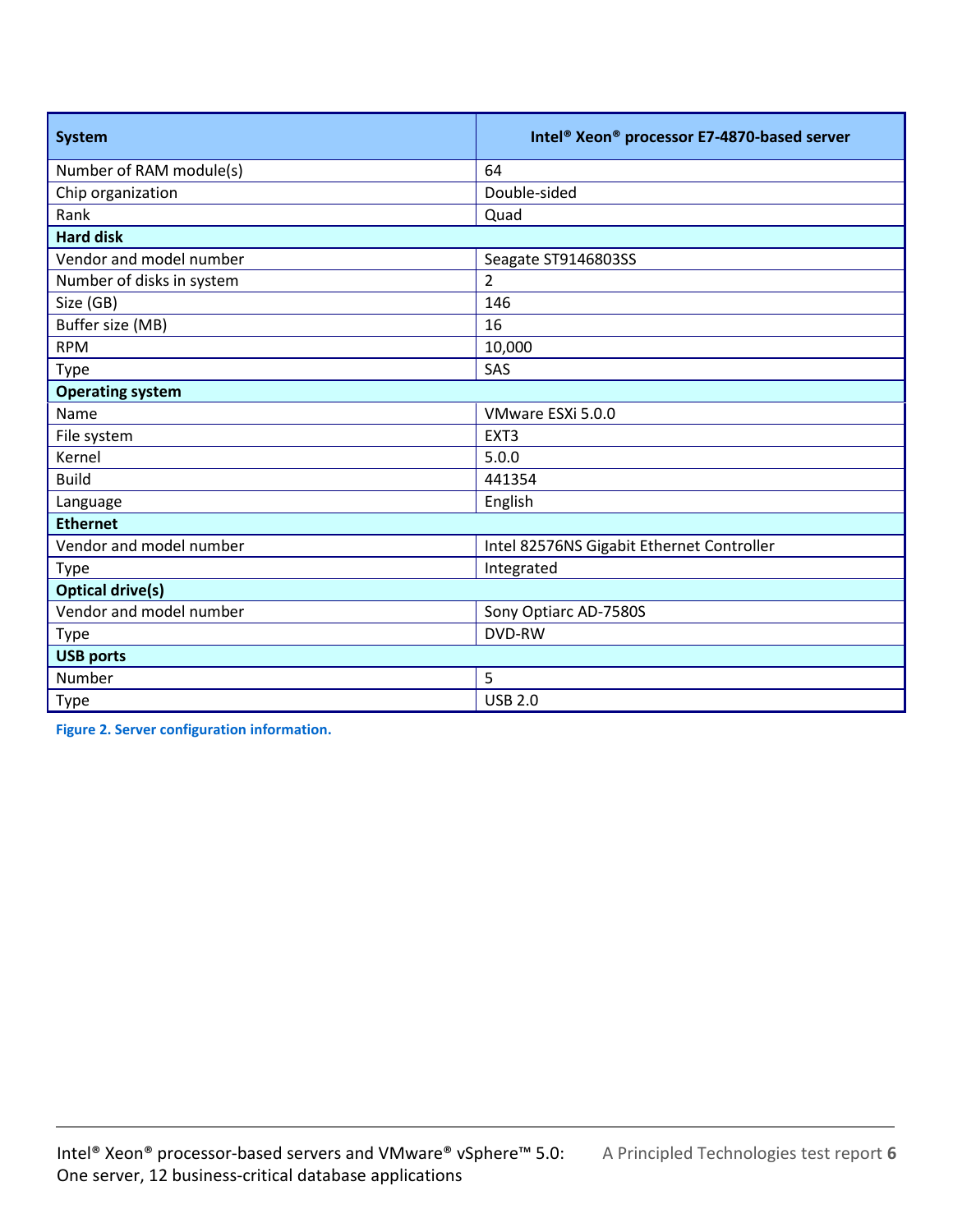| System | Intel® Xeon® processor E7-4870-based server |
| --- | --- |
| Number of RAM module(s) | 64 |
| Chip organization | Double-sided |
| Rank | Quad |
| **Hard disk** | |
| Vendor and model number | Seagate ST9146803SS |
| Number of disks in system | 2 |
| Size (GB) | 146 |
| Buffer size (MB) | 16 |
| RPM | 10,000 |
| Type | SAS |
| **Operating system** | |
| Name | VMware ESXi 5.0.0 |
| File system | EXT3 |
| Kernel | 5.0.0 |
| Build | 441354 |
| Language | English |
| **Ethernet** | |
| Vendor and model number | Intel 82576NS Gigabit Ethernet Controller |
| Type | Integrated |
| **Optical drive(s)** | |
| Vendor and model number | Sony Optiarc AD-7580S |
| Type | DVD-RW |
| **USB ports** | |
| Number | 5 |
| Type | USB 2.0 |

**Figure 2. Server configuration information.**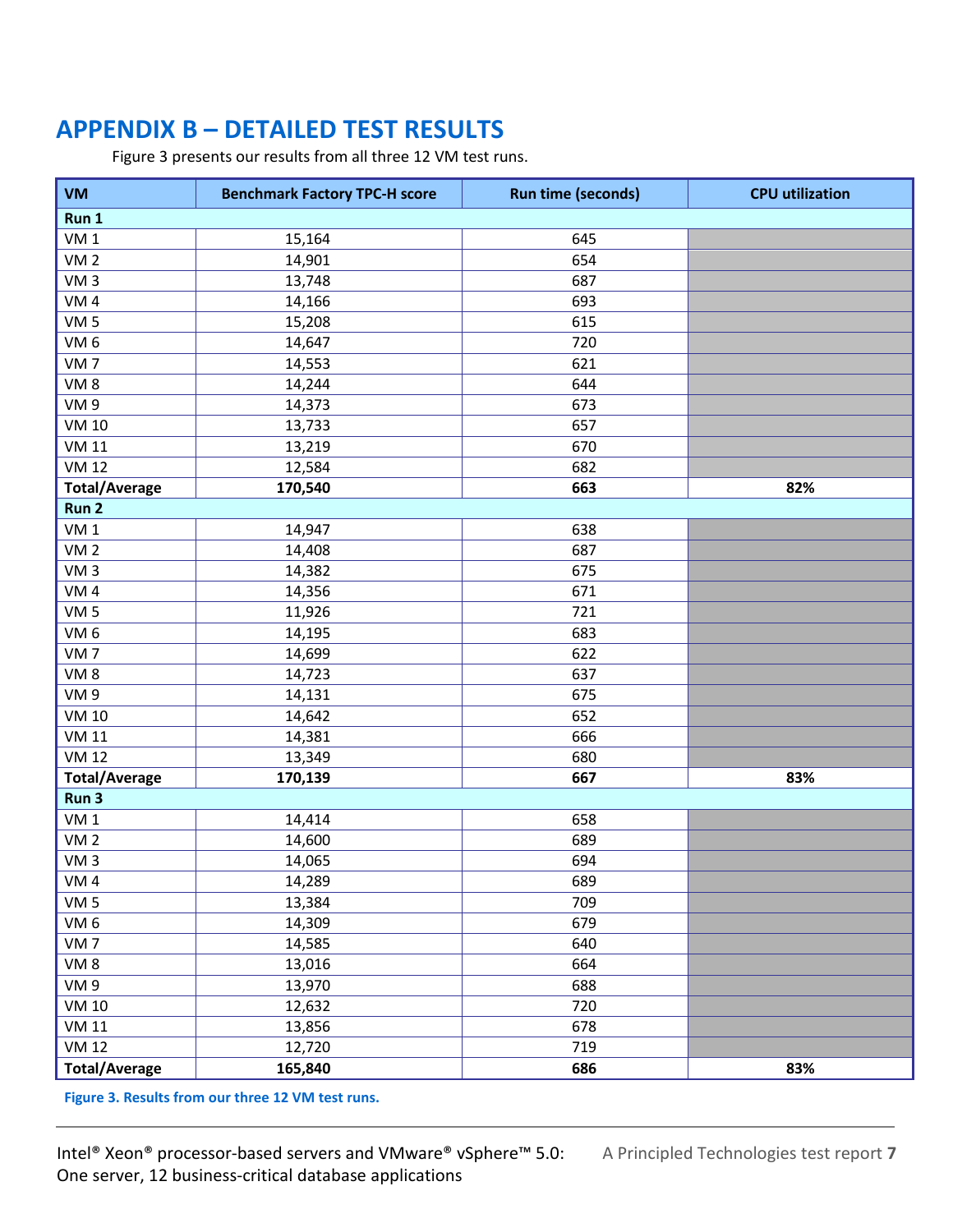# APPENDIX B – DETAILED TEST RESULTS

Figure 3 presents our results from all three 12 VM test runs.

| VM | Benchmark Factory TPC-H score | Run time (seconds) | CPU utilization |
|---|---|---|---|
| **Run 1** | | | |
| VM 1 | 15,164 | 645 | |
| VM 2 | 14,901 | 654 | |
| VM 3 | 13,748 | 687 | |
| VM 4 | 14,166 | 693 | |
| VM 5 | 15,208 | 615 | |
| VM 6 | 14,647 | 720 | |
| VM 7 | 14,553 | 621 | |
| VM 8 | 14,244 | 644 | |
| VM 9 | 14,373 | 673 | |
| VM 10 | 13,733 | 657 | |
| VM 11 | 13,219 | 670 | |
| VM 12 | 12,584 | 682 | |
| **Total/Average** | **170,540** | **663** | **82%** |
| **Run 2** | | | |
| VM 1 | 14,947 | 638 | |
| VM 2 | 14,408 | 687 | |
| VM 3 | 14,382 | 675 | |
| VM 4 | 14,356 | 671 | |
| VM 5 | 11,926 | 721 | |
| VM 6 | 14,195 | 683 | |
| VM 7 | 14,699 | 622 | |
| VM 8 | 14,723 | 637 | |
| VM 9 | 14,131 | 675 | |
| VM 10 | 14,642 | 652 | |
| VM 11 | 14,381 | 666 | |
| VM 12 | 13,349 | 680 | |
| **Total/Average** | **170,139** | **667** | **83%** |
| **Run 3** | | | |
| VM 1 | 14,414 | 658 | |
| VM 2 | 14,600 | 689 | |
| VM 3 | 14,065 | 694 | |
| VM 4 | 14,289 | 689 | |
| VM 5 | 13,384 | 709 | |
| VM 6 | 14,309 | 679 | |
| VM 7 | 14,585 | 640 | |
| VM 8 | 13,016 | 664 | |
| VM 9 | 13,970 | 688 | |
| VM 10 | 12,632 | 720 | |
| VM 11 | 13,856 | 678 | |
| VM 12 | 12,720 | 719 | |
| **Total/Average** | **165,840** | **686** | **83%** |

**Figure 3. Results from our three 12 VM test runs.**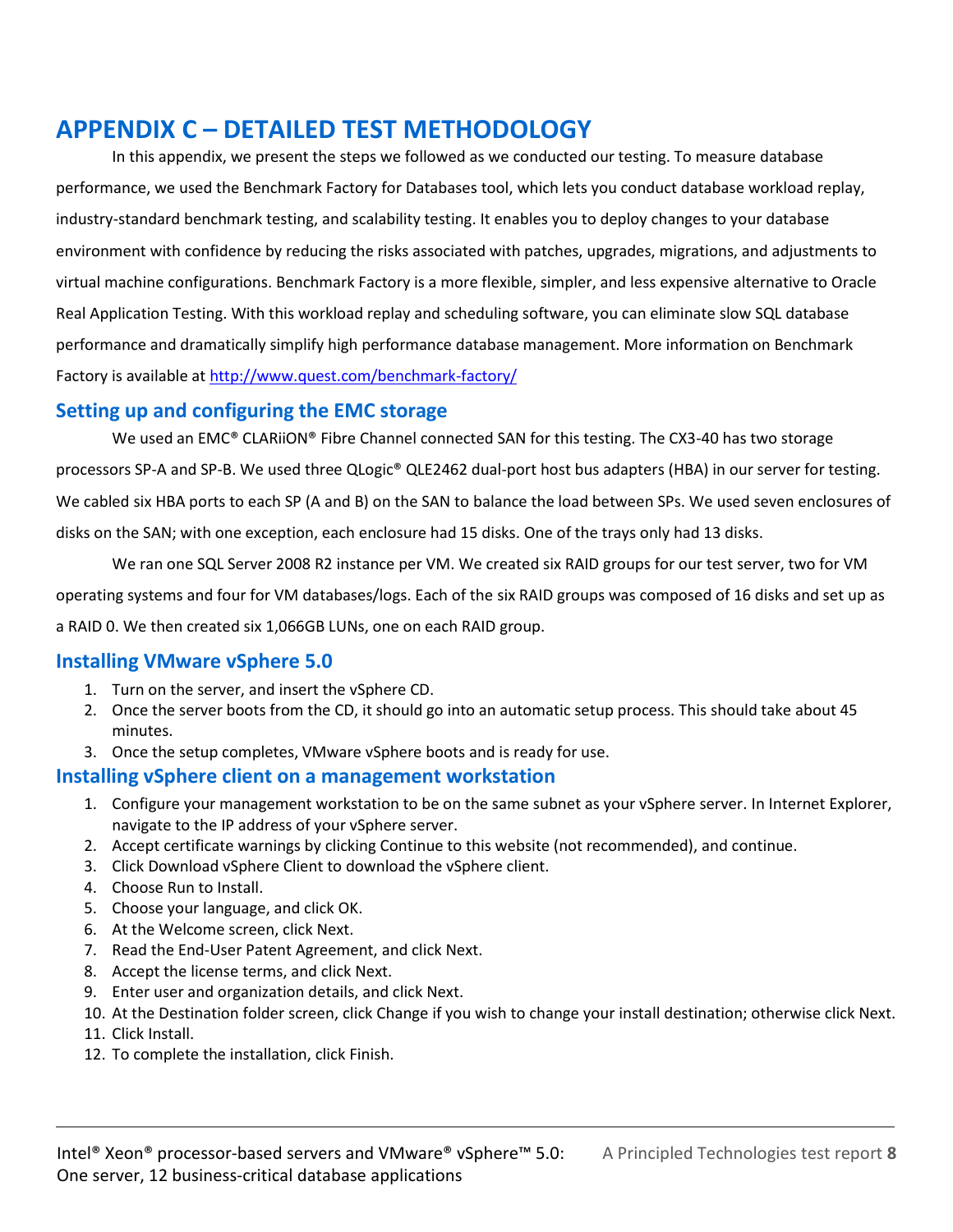# APPENDIX C – DETAILED TEST METHODOLOGY

In this appendix, we present the steps we followed as we conducted our testing. To measure database performance, we used the Benchmark Factory for Databases tool, which lets you conduct database workload replay, industry-standard benchmark testing, and scalability testing. It enables you to deploy changes to your database environment with confidence by reducing the risks associated with patches, upgrades, migrations, and adjustments to virtual machine configurations. Benchmark Factory is a more flexible, simpler, and less expensive alternative to Oracle Real Application Testing. With this workload replay and scheduling software, you can eliminate slow SQL database performance and dramatically simplify high performance database management. More information on Benchmark Factory is available at http://www.quest.com/benchmark-factory/

## Setting up and configuring the EMC storage

We used an EMC® CLARiiON® Fibre Channel connected SAN for this testing. The CX3-40 has two storage processors SP-A and SP-B. We used three QLogic® QLE2462 dual-port host bus adapters (HBA) in our server for testing. We cabled six HBA ports to each SP (A and B) on the SAN to balance the load between SPs. We used seven enclosures of disks on the SAN; with one exception, each enclosure had 15 disks. One of the trays only had 13 disks.

We ran one SQL Server 2008 R2 instance per VM. We created six RAID groups for our test server, two for VM operating systems and four for VM databases/logs. Each of the six RAID groups was composed of 16 disks and set up as a RAID 0. We then created six 1,066GB LUNs, one on each RAID group.

## Installing VMware vSphere 5.0

1. Turn on the server, and insert the vSphere CD.
2. Once the server boots from the CD, it should go into an automatic setup process. This should take about 45 minutes.
3. Once the setup completes, VMware vSphere boots and is ready for use.

## Installing vSphere client on a management workstation

1. Configure your management workstation to be on the same subnet as your vSphere server. In Internet Explorer, navigate to the IP address of your vSphere server.
2. Accept certificate warnings by clicking Continue to this website (not recommended), and continue.
3. Click Download vSphere Client to download the vSphere client.
4. Choose Run to Install.
5. Choose your language, and click OK.
6. At the Welcome screen, click Next.
7. Read the End-User Patent Agreement, and click Next.
8. Accept the license terms, and click Next.
9. Enter user and organization details, and click Next.
10. At the Destination folder screen, click Change if you wish to change your install destination; otherwise click Next.
11. Click Install.
12. To complete the installation, click Finish.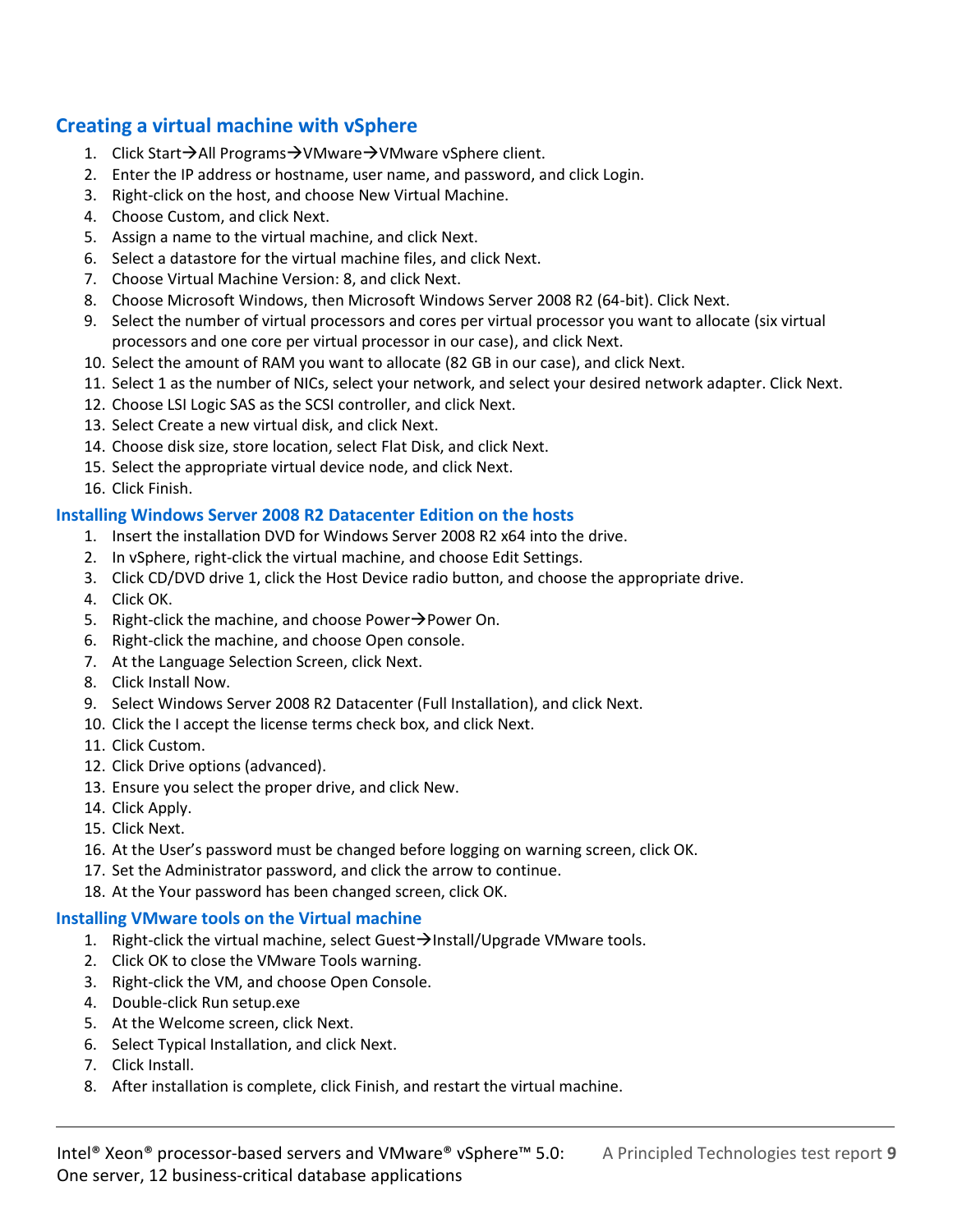## Creating a virtual machine with vSphere

1. Click Start→All Programs→VMware→VMware vSphere client.
2. Enter the IP address or hostname, user name, and password, and click Login.
3. Right-click on the host, and choose New Virtual Machine.
4. Choose Custom, and click Next.
5. Assign a name to the virtual machine, and click Next.
6. Select a datastore for the virtual machine files, and click Next.
7. Choose Virtual Machine Version: 8, and click Next.
8. Choose Microsoft Windows, then Microsoft Windows Server 2008 R2 (64-bit). Click Next.
9. Select the number of virtual processors and cores per virtual processor you want to allocate (six virtual processors and one core per virtual processor in our case), and click Next.
10. Select the amount of RAM you want to allocate (82 GB in our case), and click Next.
11. Select 1 as the number of NICs, select your network, and select your desired network adapter. Click Next.
12. Choose LSI Logic SAS as the SCSI controller, and click Next.
13. Select Create a new virtual disk, and click Next.
14. Choose disk size, store location, select Flat Disk, and click Next.
15. Select the appropriate virtual device node, and click Next.
16. Click Finish.

## Installing Windows Server 2008 R2 Datacenter Edition on the hosts

1. Insert the installation DVD for Windows Server 2008 R2 x64 into the drive.
2. In vSphere, right-click the virtual machine, and choose Edit Settings.
3. Click CD/DVD drive 1, click the Host Device radio button, and choose the appropriate drive.
4. Click OK.
5. Right-click the machine, and choose Power→Power On.
6. Right-click the machine, and choose Open console.
7. At the Language Selection Screen, click Next.
8. Click Install Now.
9. Select Windows Server 2008 R2 Datacenter (Full Installation), and click Next.
10. Click the I accept the license terms check box, and click Next.
11. Click Custom.
12. Click Drive options (advanced).
13. Ensure you select the proper drive, and click New.
14. Click Apply.
15. Click Next.
16. At the User's password must be changed before logging on warning screen, click OK.
17. Set the Administrator password, and click the arrow to continue.
18. At the Your password has been changed screen, click OK.

## Installing VMware tools on the Virtual machine

1. Right-click the virtual machine, select Guest→Install/Upgrade VMware tools.
2. Click OK to close the VMware Tools warning.
3. Right-click the VM, and choose Open Console.
4. Double-click Run setup.exe
5. At the Welcome screen, click Next.
6. Select Typical Installation, and click Next.
7. Click Install.
8. After installation is complete, click Finish, and restart the virtual machine.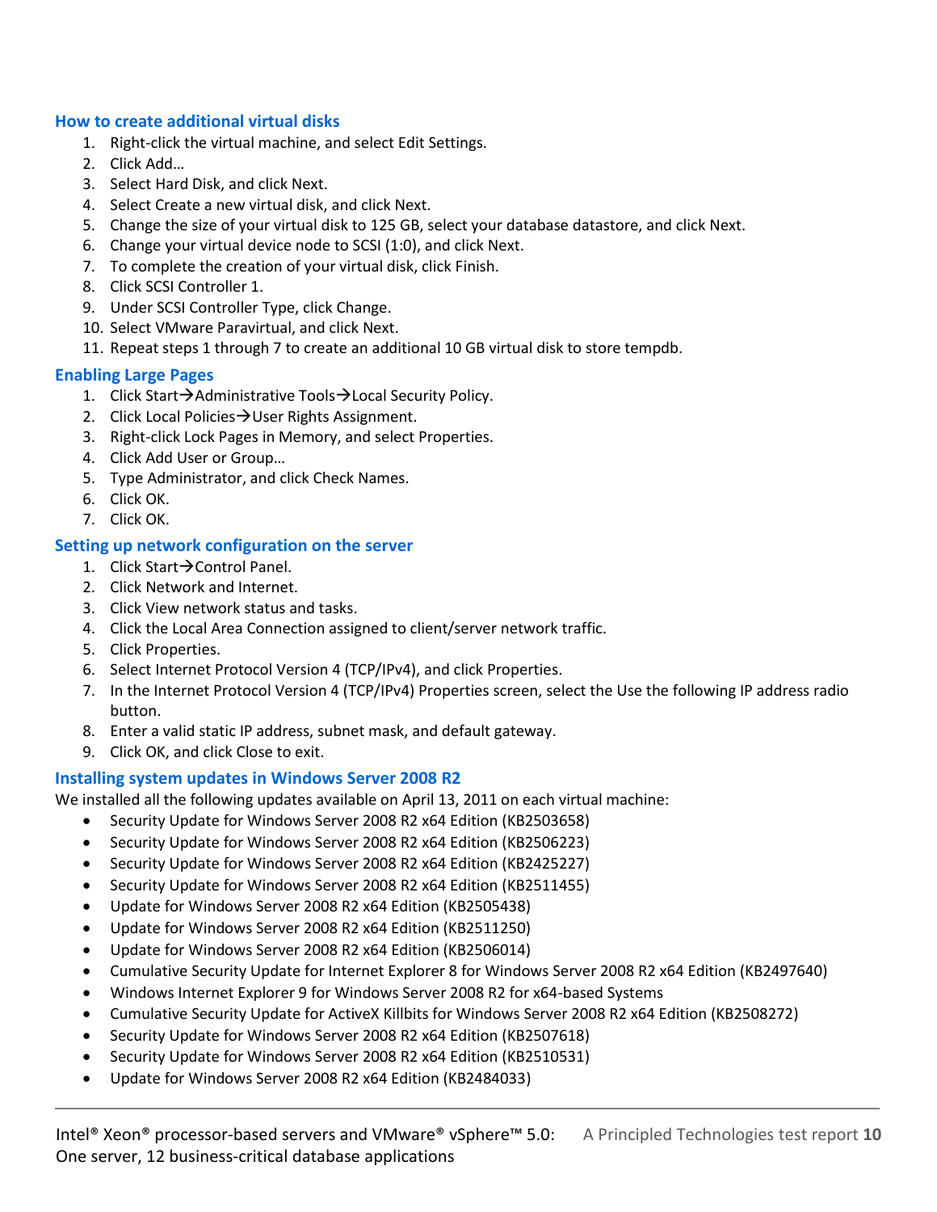### How to create additional virtual disks

1. Right-click the virtual machine, and select Edit Settings.
2. Click Add…
3. Select Hard Disk, and click Next.
4. Select Create a new virtual disk, and click Next.
5. Change the size of your virtual disk to 125 GB, select your database datastore, and click Next.
6. Change your virtual device node to SCSI (1:0), and click Next.
7. To complete the creation of your virtual disk, click Finish.
8. Click SCSI Controller 1.
9. Under SCSI Controller Type, click Change.
10. Select VMware Paravirtual, and click Next.
11. Repeat steps 1 through 7 to create an additional 10 GB virtual disk to store tempdb.

### Enabling Large Pages

1. Click Start→Administrative Tools→Local Security Policy.
2. Click Local Policies→User Rights Assignment.
3. Right-click Lock Pages in Memory, and select Properties.
4. Click Add User or Group…
5. Type Administrator, and click Check Names.
6. Click OK.
7. Click OK.

### Setting up network configuration on the server

1. Click Start→Control Panel.
2. Click Network and Internet.
3. Click View network status and tasks.
4. Click the Local Area Connection assigned to client/server network traffic.
5. Click Properties.
6. Select Internet Protocol Version 4 (TCP/IPv4), and click Properties.
7. In the Internet Protocol Version 4 (TCP/IPv4) Properties screen, select the Use the following IP address radio button.
8. Enter a valid static IP address, subnet mask, and default gateway.
9. Click OK, and click Close to exit.

### Installing system updates in Windows Server 2008 R2

We installed all the following updates available on April 13, 2011 on each virtual machine:

- Security Update for Windows Server 2008 R2 x64 Edition (KB2503658)
- Security Update for Windows Server 2008 R2 x64 Edition (KB2506223)
- Security Update for Windows Server 2008 R2 x64 Edition (KB2425227)
- Security Update for Windows Server 2008 R2 x64 Edition (KB2511455)
- Update for Windows Server 2008 R2 x64 Edition (KB2505438)
- Update for Windows Server 2008 R2 x64 Edition (KB2511250)
- Update for Windows Server 2008 R2 x64 Edition (KB2506014)
- Cumulative Security Update for Internet Explorer 8 for Windows Server 2008 R2 x64 Edition (KB2497640)
- Windows Internet Explorer 9 for Windows Server 2008 R2 for x64-based Systems
- Cumulative Security Update for ActiveX Killbits for Windows Server 2008 R2 x64 Edition (KB2508272)
- Security Update for Windows Server 2008 R2 x64 Edition (KB2507618)
- Security Update for Windows Server 2008 R2 x64 Edition (KB2510531)
- Update for Windows Server 2008 R2 x64 Edition (KB2484033)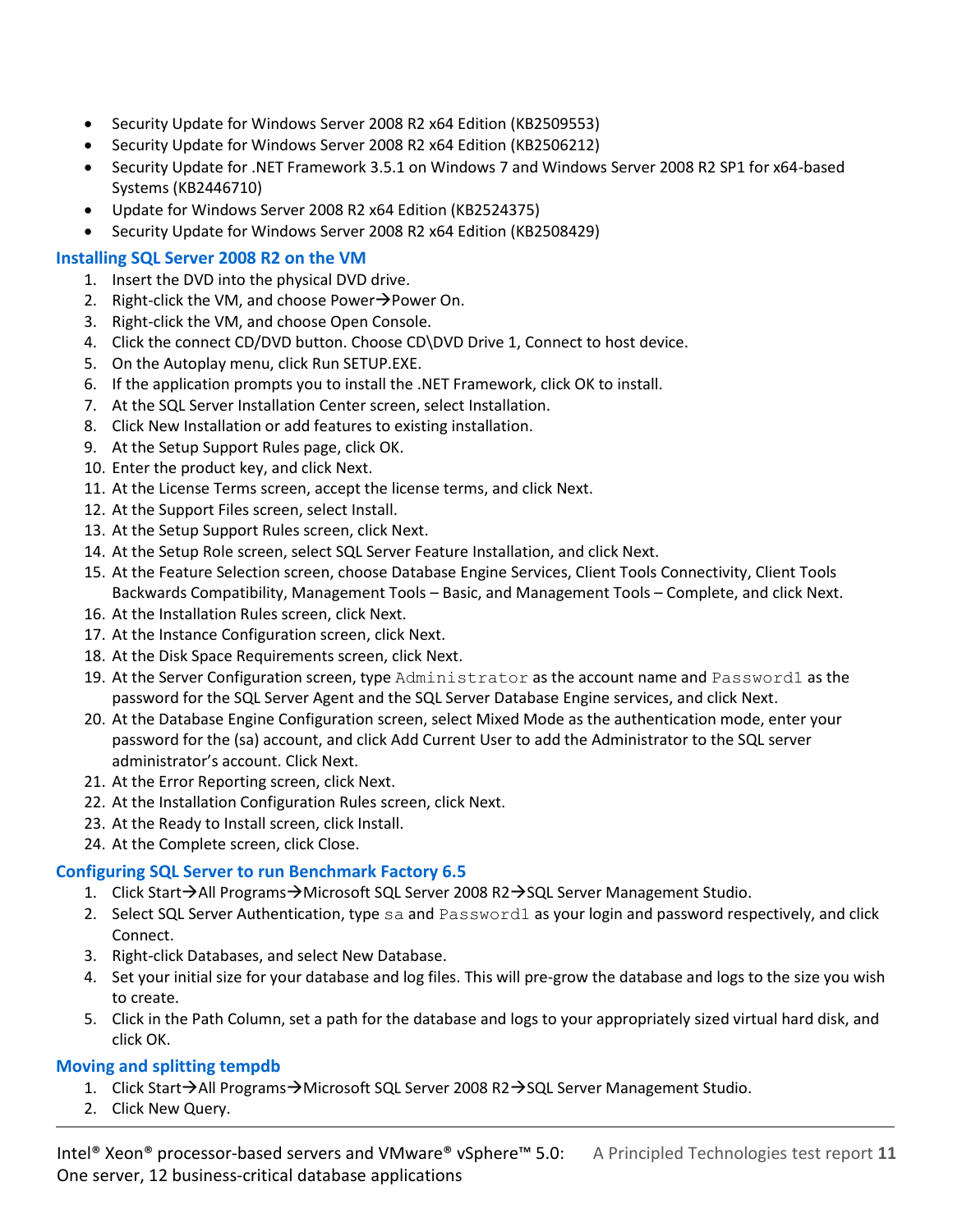- Security Update for Windows Server 2008 R2 x64 Edition (KB2509553)
- Security Update for Windows Server 2008 R2 x64 Edition (KB2506212)
- Security Update for .NET Framework 3.5.1 on Windows 7 and Windows Server 2008 R2 SP1 for x64-based Systems (KB2446710)
- Update for Windows Server 2008 R2 x64 Edition (KB2524375)
- Security Update for Windows Server 2008 R2 x64 Edition (KB2508429)

### Installing SQL Server 2008 R2 on the VM

1. Insert the DVD into the physical DVD drive.
2. Right-click the VM, and choose Power→Power On.
3. Right-click the VM, and choose Open Console.
4. Click the connect CD/DVD button. Choose CD\DVD Drive 1, Connect to host device.
5. On the Autoplay menu, click Run SETUP.EXE.
6. If the application prompts you to install the .NET Framework, click OK to install.
7. At the SQL Server Installation Center screen, select Installation.
8. Click New Installation or add features to existing installation.
9. At the Setup Support Rules page, click OK.
10. Enter the product key, and click Next.
11. At the License Terms screen, accept the license terms, and click Next.
12. At the Support Files screen, select Install.
13. At the Setup Support Rules screen, click Next.
14. At the Setup Role screen, select SQL Server Feature Installation, and click Next.
15. At the Feature Selection screen, choose Database Engine Services, Client Tools Connectivity, Client Tools Backwards Compatibility, Management Tools – Basic, and Management Tools – Complete, and click Next.
16. At the Installation Rules screen, click Next.
17. At the Instance Configuration screen, click Next.
18. At the Disk Space Requirements screen, click Next.
19. At the Server Configuration screen, type `Administrator` as the account name and `Password1` as the password for the SQL Server Agent and the SQL Server Database Engine services, and click Next.
20. At the Database Engine Configuration screen, select Mixed Mode as the authentication mode, enter your password for the (sa) account, and click Add Current User to add the Administrator to the SQL server administrator's account. Click Next.
21. At the Error Reporting screen, click Next.
22. At the Installation Configuration Rules screen, click Next.
23. At the Ready to Install screen, click Install.
24. At the Complete screen, click Close.

### Configuring SQL Server to run Benchmark Factory 6.5

1. Click Start→All Programs→Microsoft SQL Server 2008 R2→SQL Server Management Studio.
2. Select SQL Server Authentication, type `sa` and `Password1` as your login and password respectively, and click Connect.
3. Right-click Databases, and select New Database.
4. Set your initial size for your database and log files. This will pre-grow the database and logs to the size you wish to create.
5. Click in the Path Column, set a path for the database and logs to your appropriately sized virtual hard disk, and click OK.

### Moving and splitting tempdb

1. Click Start→All Programs→Microsoft SQL Server 2008 R2→SQL Server Management Studio.
2. Click New Query.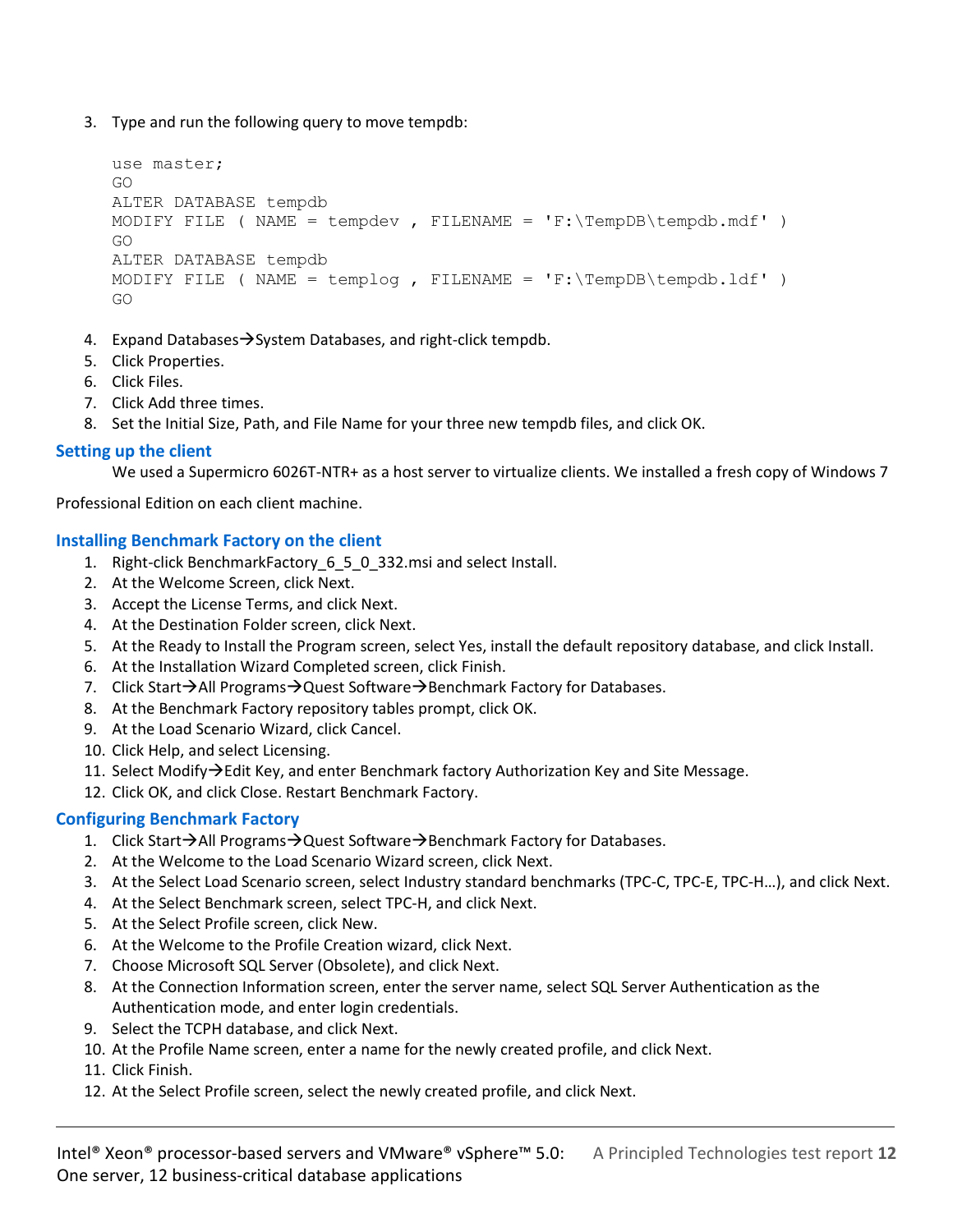3. Type and run the following query to move tempdb:

```
use master;
GO
ALTER DATABASE tempdb
MODIFY FILE ( NAME = tempdev , FILENAME = 'F:\TempDB\tempdb.mdf' )
GO
ALTER DATABASE tempdb
MODIFY FILE ( NAME = templog , FILENAME = 'F:\TempDB\tempdb.ldf' )
GO
```

4. Expand Databases→System Databases, and right-click tempdb.
5. Click Properties.
6. Click Files.
7. Click Add three times.
8. Set the Initial Size, Path, and File Name for your three new tempdb files, and click OK.

### Setting up the client

We used a Supermicro 6026T-NTR+ as a host server to virtualize clients. We installed a fresh copy of Windows 7 Professional Edition on each client machine.

### Installing Benchmark Factory on the client

1. Right-click BenchmarkFactory_6_5_0_332.msi and select Install.
2. At the Welcome Screen, click Next.
3. Accept the License Terms, and click Next.
4. At the Destination Folder screen, click Next.
5. At the Ready to Install the Program screen, select Yes, install the default repository database, and click Install.
6. At the Installation Wizard Completed screen, click Finish.
7. Click Start→All Programs→Quest Software→Benchmark Factory for Databases.
8. At the Benchmark Factory repository tables prompt, click OK.
9. At the Load Scenario Wizard, click Cancel.
10. Click Help, and select Licensing.
11. Select Modify→Edit Key, and enter Benchmark factory Authorization Key and Site Message.
12. Click OK, and click Close. Restart Benchmark Factory.

### Configuring Benchmark Factory

1. Click Start→All Programs→Quest Software→Benchmark Factory for Databases.
2. At the Welcome to the Load Scenario Wizard screen, click Next.
3. At the Select Load Scenario screen, select Industry standard benchmarks (TPC-C, TPC-E, TPC-H…), and click Next.
4. At the Select Benchmark screen, select TPC-H, and click Next.
5. At the Select Profile screen, click New.
6. At the Welcome to the Profile Creation wizard, click Next.
7. Choose Microsoft SQL Server (Obsolete), and click Next.
8. At the Connection Information screen, enter the server name, select SQL Server Authentication as the Authentication mode, and enter login credentials.
9. Select the TCPH database, and click Next.
10. At the Profile Name screen, enter a name for the newly created profile, and click Next.
11. Click Finish.
12. At the Select Profile screen, select the newly created profile, and click Next.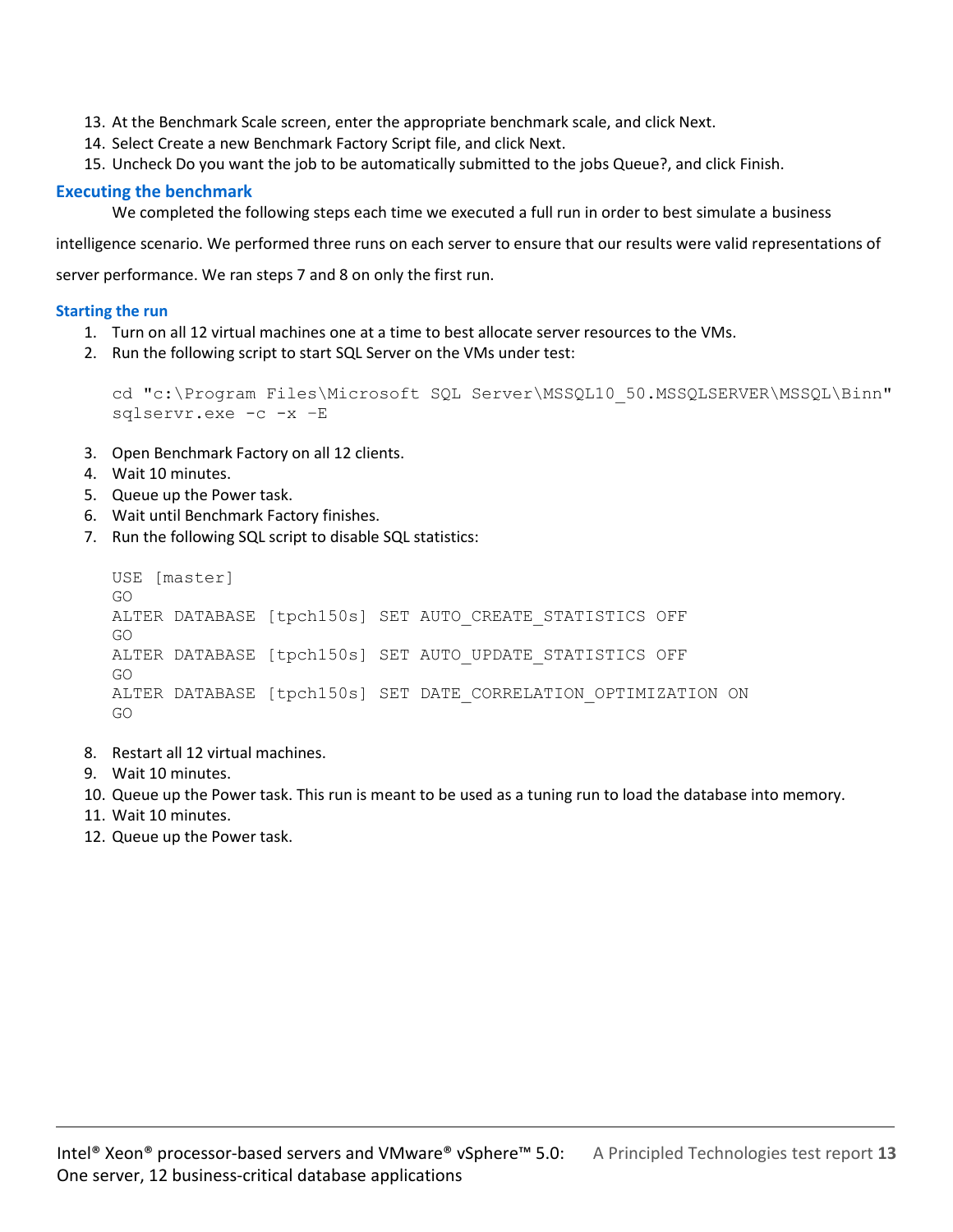13. At the Benchmark Scale screen, enter the appropriate benchmark scale, and click Next.
14. Select Create a new Benchmark Factory Script file, and click Next.
15. Uncheck Do you want the job to be automatically submitted to the jobs Queue?, and click Finish.

### Executing the benchmark

We completed the following steps each time we executed a full run in order to best simulate a business intelligence scenario. We performed three runs on each server to ensure that our results were valid representations of server performance. We ran steps 7 and 8 on only the first run.

#### Starting the run

1. Turn on all 12 virtual machines one at a time to best allocate server resources to the VMs.
2. Run the following script to start SQL Server on the VMs under test:

```
cd "c:\Program Files\Microsoft SQL Server\MSSQL10_50.MSSQLSERVER\MSSQL\Binn"
sqlservr.exe -c -x –E
```

3. Open Benchmark Factory on all 12 clients.
4. Wait 10 minutes.
5. Queue up the Power task.
6. Wait until Benchmark Factory finishes.
7. Run the following SQL script to disable SQL statistics:

```
USE [master]
GO
ALTER DATABASE [tpch150s] SET AUTO_CREATE_STATISTICS OFF
GO
ALTER DATABASE [tpch150s] SET AUTO_UPDATE_STATISTICS OFF
GO
ALTER DATABASE [tpch150s] SET DATE_CORRELATION_OPTIMIZATION ON
GO
```

8. Restart all 12 virtual machines.
9. Wait 10 minutes.
10. Queue up the Power task. This run is meant to be used as a tuning run to load the database into memory.
11. Wait 10 minutes.
12. Queue up the Power task.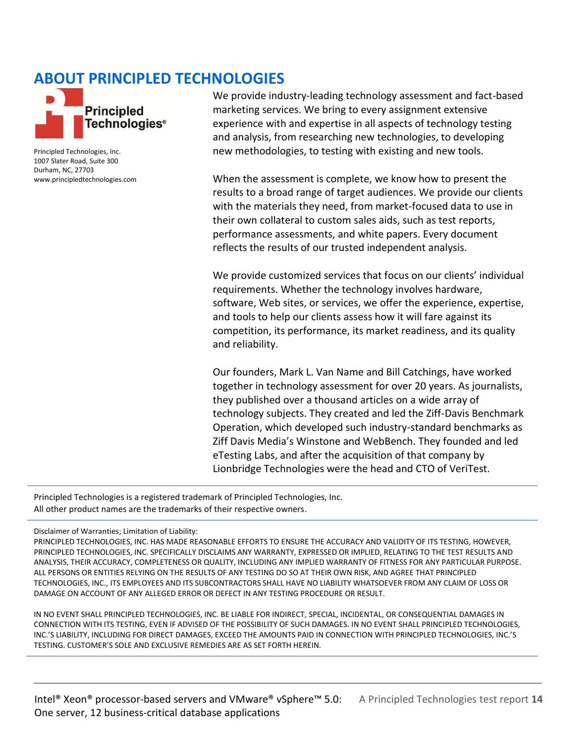## ABOUT PRINCIPLED TECHNOLOGIES

Principled Technologies, Inc.
1007 Slater Road, Suite 300
Durham, NC, 27703
www.principledtechnologies.com

We provide industry-leading technology assessment and fact-based marketing services. We bring to every assignment extensive experience with and expertise in all aspects of technology testing and analysis, from researching new technologies, to developing new methodologies, to testing with existing and new tools.

When the assessment is complete, we know how to present the results to a broad range of target audiences. We provide our clients with the materials they need, from market-focused data to use in their own collateral to custom sales aids, such as test reports, performance assessments, and white papers. Every document reflects the results of our trusted independent analysis.

We provide customized services that focus on our clients' individual requirements. Whether the technology involves hardware, software, Web sites, or services, we offer the experience, expertise, and tools to help our clients assess how it will fare against its competition, its performance, its market readiness, and its quality and reliability.

Our founders, Mark L. Van Name and Bill Catchings, have worked together in technology assessment for over 20 years. As journalists, they published over a thousand articles on a wide array of technology subjects. They created and led the Ziff-Davis Benchmark Operation, which developed such industry-standard benchmarks as Ziff Davis Media's Winstone and WebBench. They founded and led eTesting Labs, and after the acquisition of that company by Lionbridge Technologies were the head and CTO of VeriTest.

Principled Technologies is a registered trademark of Principled Technologies, Inc.
All other product names are the trademarks of their respective owners.

Disclaimer of Warranties; Limitation of Liability:
PRINCIPLED TECHNOLOGIES, INC. HAS MADE REASONABLE EFFORTS TO ENSURE THE ACCURACY AND VALIDITY OF ITS TESTING, HOWEVER, PRINCIPLED TECHNOLOGIES, INC. SPECIFICALLY DISCLAIMS ANY WARRANTY, EXPRESSED OR IMPLIED, RELATING TO THE TEST RESULTS AND ANALYSIS, THEIR ACCURACY, COMPLETENESS OR QUALITY, INCLUDING ANY IMPLIED WARRANTY OF FITNESS FOR ANY PARTICULAR PURPOSE. ALL PERSONS OR ENTITIES RELYING ON THE RESULTS OF ANY TESTING DO SO AT THEIR OWN RISK, AND AGREE THAT PRINCIPLED TECHNOLOGIES, INC., ITS EMPLOYEES AND ITS SUBCONTRACTORS SHALL HAVE NO LIABILITY WHATSOEVER FROM ANY CLAIM OF LOSS OR DAMAGE ON ACCOUNT OF ANY ALLEGED ERROR OR DEFECT IN ANY TESTING PROCEDURE OR RESULT.

IN NO EVENT SHALL PRINCIPLED TECHNOLOGIES, INC. BE LIABLE FOR INDIRECT, SPECIAL, INCIDENTAL, OR CONSEQUENTIAL DAMAGES IN CONNECTION WITH ITS TESTING, EVEN IF ADVISED OF THE POSSIBILITY OF SUCH DAMAGES. IN NO EVENT SHALL PRINCIPLED TECHNOLOGIES, INC.'S LIABILITY, INCLUDING FOR DIRECT DAMAGES, EXCEED THE AMOUNTS PAID IN CONNECTION WITH PRINCIPLED TECHNOLOGIES, INC.'S TESTING. CUSTOMER'S SOLE AND EXCLUSIVE REMEDIES ARE AS SET FORTH HEREIN.